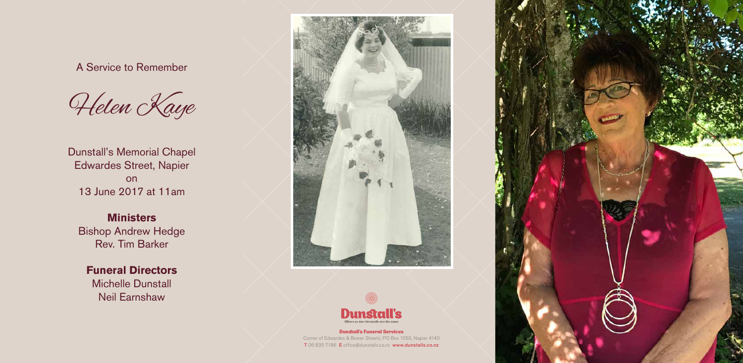A Service to Remember

# Helen Kaye

Dunstall's Memorial Chapel
Edwardes Street, Napier
on
13 June 2017 at 11am

**Ministers**
Bishop Andrew Hedge
Rev. Tim Barker

**Funeral Directors**
Michelle Dunstall
Neil Earnshaw

Dunstall's
*Where no two farewells are the same*

**Dunstall's Funeral Services**
Corner of Edwardes & Bower Streets, PO Box 1055, Napier 4140
**T** 06 835 7196 **E** office@dunstalls.co.nz **www.dunstalls.co.nz**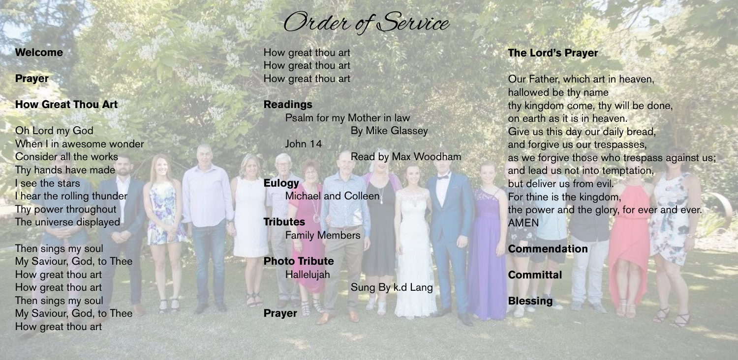# Order of Service

**Welcome**

**Prayer**

**How Great Thou Art**

Oh Lord my God
When I in awesome wonder
Consider all the works
Thy hands have made
I see the stars
I hear the rolling thunder
Thy power throughout
The universe displayed

Then sings my soul
My Saviour, God, to Thee
How great thou art
How great thou art
Then sings my soul
My Saviour, God, to Thee
How great thou art
How great thou art
How great thou art

**Readings**

Psalm for my Mother in law
By Mike Glassey

John 14
Read by Max Woodham

**Eulogy**

Michael and Colleen

**Tributes**

Family Members

**Photo Tribute**

Hallelujah
Sung By k.d Lang

**Prayer**

**The Lord's Prayer**

Our Father, which art in heaven,
hallowed be thy name
thy kingdom come, thy will be done,
on earth as it is in heaven.
Give us this day our daily bread,
and forgive us our trespasses,
as we forgive those who trespass against us;
and lead us not into temptation,
but deliver us from evil.
For thine is the kingdom,
the power and the glory, for ever and ever.
AMEN

**Commendation**

**Committal**

**Blessing**